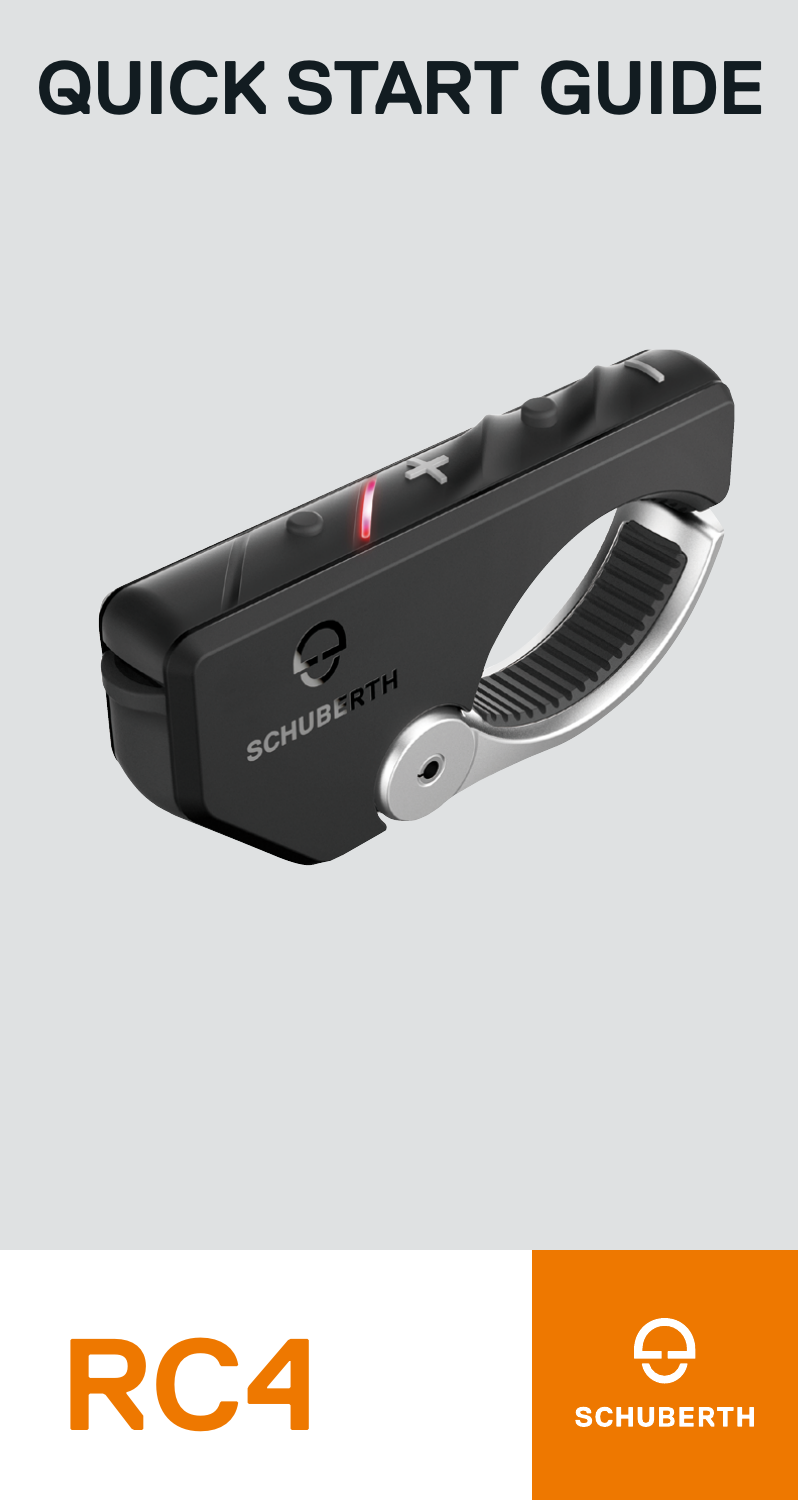# QUICK START GUIDE

# RC4

SCHUBERTH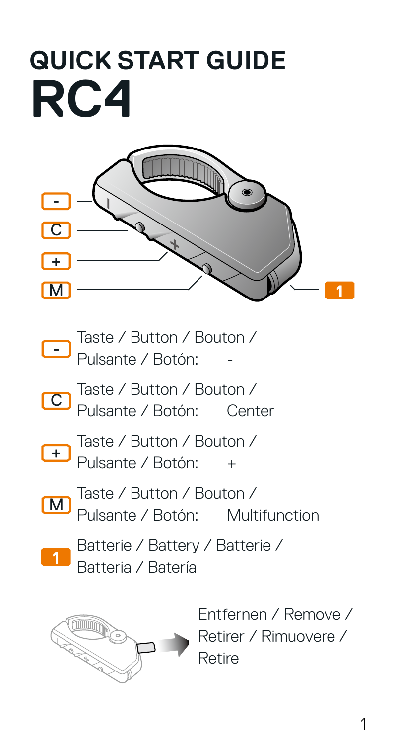# QUICK START GUIDE

# RC4

- **-** Taste / Button / Bouton / Pulsante / Botón: -
- **C** Taste / Button / Bouton / Pulsante / Botón: Center
- **+** Taste / Button / Bouton / Pulsante / Botón: +
- **M** Taste / Button / Bouton / Pulsante / Botón: Multifunction
- **1** Batterie / Battery / Batterie / Batteria / Batería

Entfernen / Remove / Retirer / Rimuovere / Retire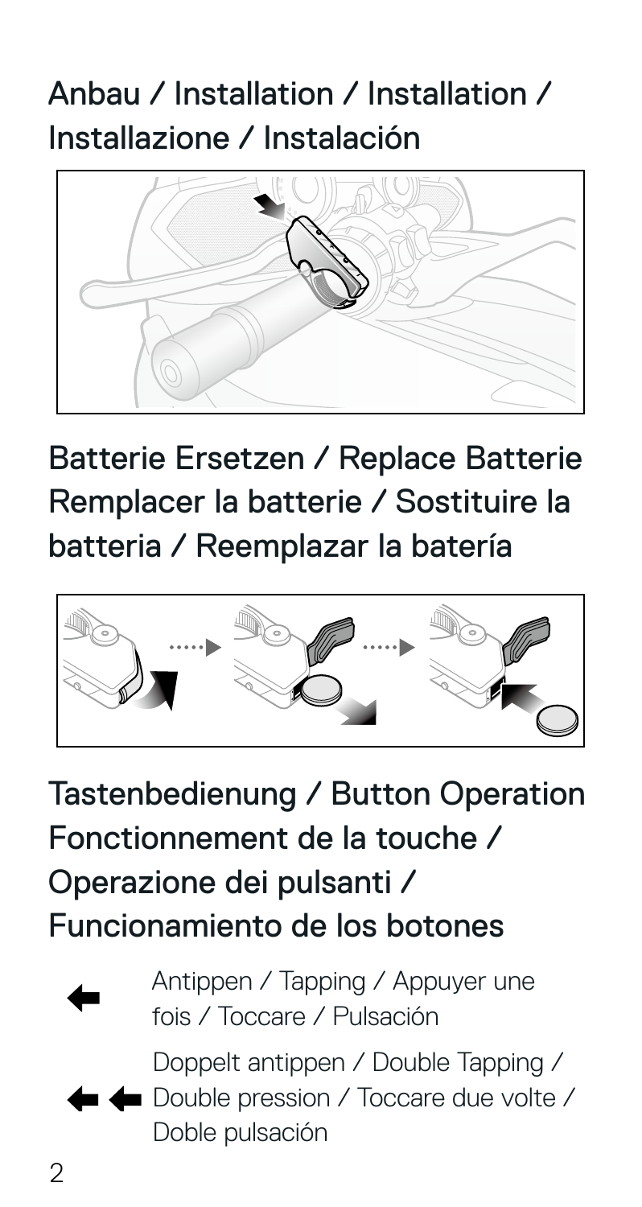## Anbau / Installation / Installation / Installazione / Instalación

## Batterie Ersetzen / Replace Batterie Remplacer la batterie / Sostituire la batteria / Reemplazar la batería

## Tastenbedienung / Button Operation Fonctionnement de la touche / Operazione dei pulsanti / Funcionamiento de los botones

- Antippen / Tapping / Appuyer une fois / Toccare / Pulsación
- Doppelt antippen / Double Tapping / Double pression / Toccare due volte / Doble pulsación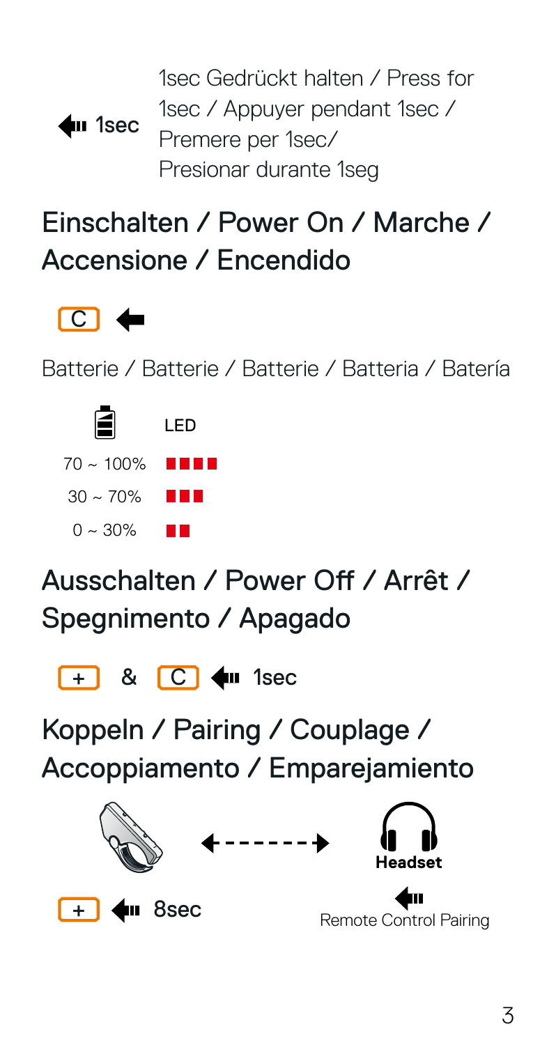1sec — 1sec Gedrückt halten / Press for 1sec / Appuyer pendant 1sec / Premere per 1sec/ Presionar durante 1seg

## Einschalten / Power On / Marche / Accensione / Encendido

C

Batterie / Batterie / Batterie / Batteria / Batería

| | LED |
|---|---|
| 70 ~ 100% | ■■■■ |
| 30 ~ 70% | ■■■ |
| 0 ~ 30% | ■■ |

## Ausschalten / Power Off / Arrêt / Spegnimento / Apagado

+ & C 1sec

## Koppeln / Pairing / Couplage / Accoppiamento / Emparejamiento

Headset

+ 8sec

Remote Control Pairing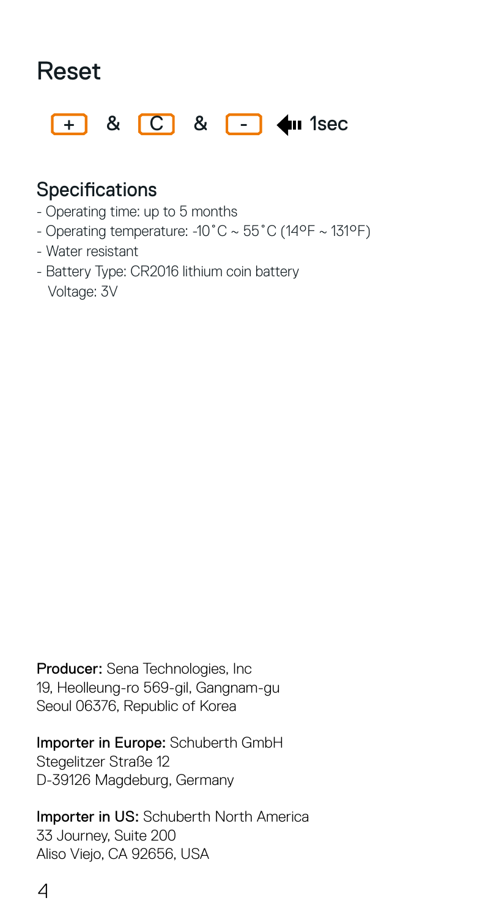## Reset

+ & C & - 1sec

## Specifications

- Operating time: up to 5 months
- Operating temperature: -10˚C ~ 55˚C (14ºF ~ 131ºF)
- Water resistant
- Battery Type: CR2016 lithium coin battery
  Voltage: 3V

**Producer:** Sena Technologies, Inc
19, Heolleung-ro 569-gil, Gangnam-gu
Seoul 06376, Republic of Korea

**Importer in Europe:** Schuberth GmbH
Stegelitzer Straße 12
D-39126 Magdeburg, Germany

**Importer in US:** Schuberth North America
33 Journey, Suite 200
Aliso Viejo, CA 92656, USA